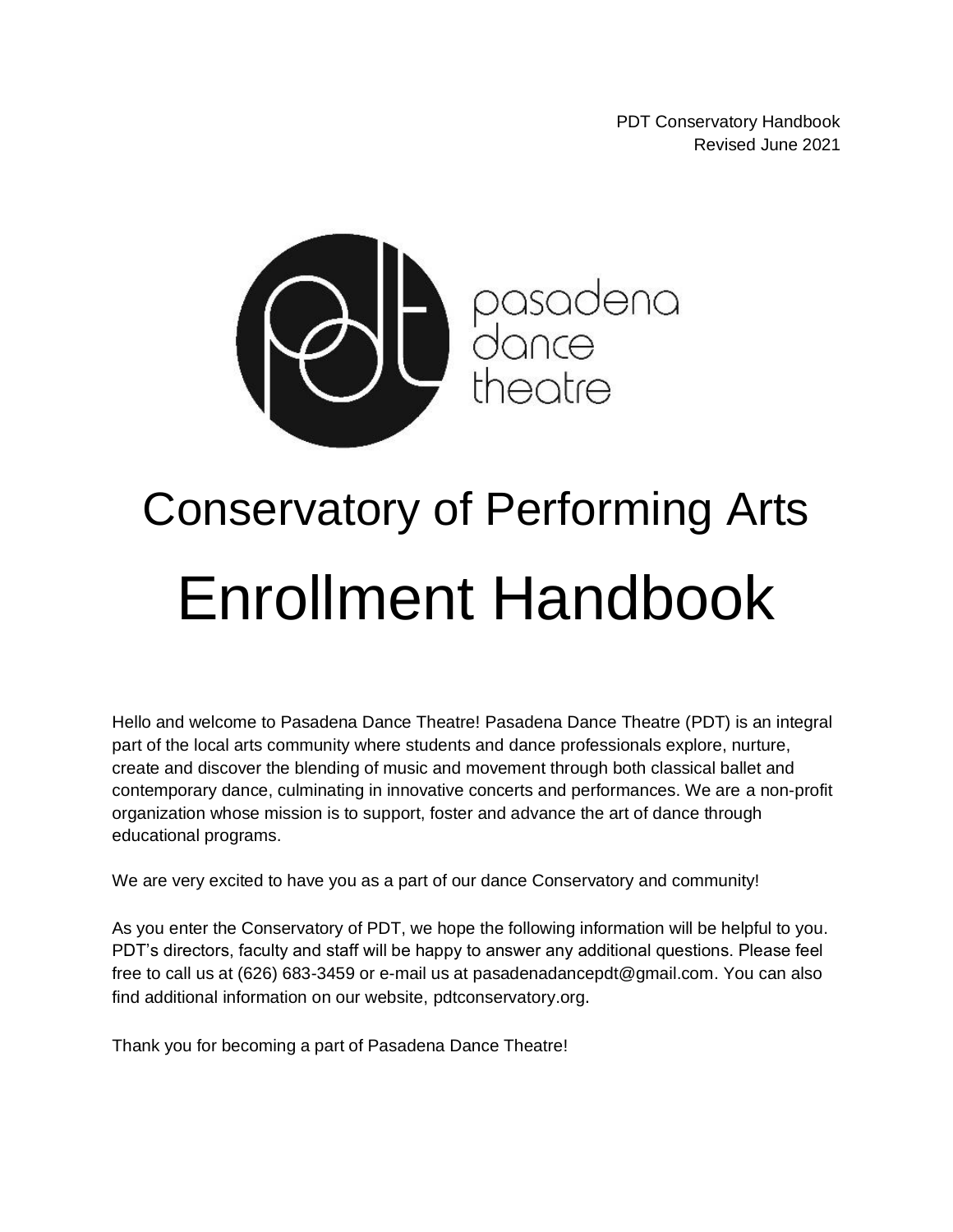PDT Conservatory Handbook
Revised June 2021

pasadena dance theatre

# Conservatory of Performing Arts

# Enrollment Handbook

Hello and welcome to Pasadena Dance Theatre! Pasadena Dance Theatre (PDT) is an integral part of the local arts community where students and dance professionals explore, nurture, create and discover the blending of music and movement through both classical ballet and contemporary dance, culminating in innovative concerts and performances. We are a non-profit organization whose mission is to support, foster and advance the art of dance through educational programs.

We are very excited to have you as a part of our dance Conservatory and community!

As you enter the Conservatory of PDT, we hope the following information will be helpful to you. PDT's directors, faculty and staff will be happy to answer any additional questions. Please feel free to call us at (626) 683-3459 or e-mail us at pasadenadancepdt@gmail.com. You can also find additional information on our website, pdtconservatory.org.

Thank you for becoming a part of Pasadena Dance Theatre!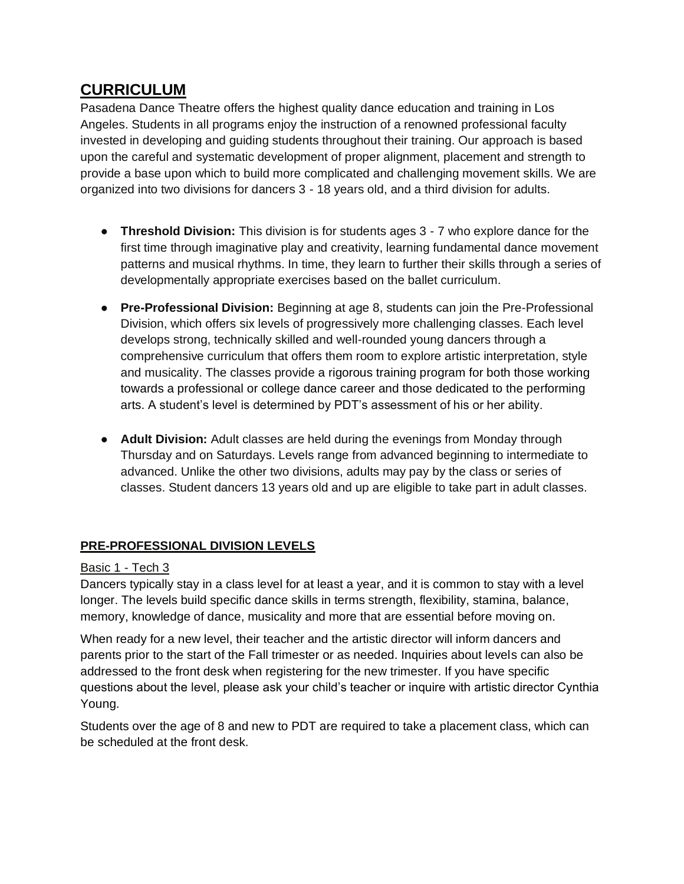# CURRICULUM

Pasadena Dance Theatre offers the highest quality dance education and training in Los Angeles. Students in all programs enjoy the instruction of a renowned professional faculty invested in developing and guiding students throughout their training. Our approach is based upon the careful and systematic development of proper alignment, placement and strength to provide a base upon which to build more complicated and challenging movement skills. We are organized into two divisions for dancers 3 - 18 years old, and a third division for adults.

- **Threshold Division:** This division is for students ages 3 - 7 who explore dance for the first time through imaginative play and creativity, learning fundamental dance movement patterns and musical rhythms. In time, they learn to further their skills through a series of developmentally appropriate exercises based on the ballet curriculum.
- **Pre-Professional Division:** Beginning at age 8, students can join the Pre-Professional Division, which offers six levels of progressively more challenging classes. Each level develops strong, technically skilled and well-rounded young dancers through a comprehensive curriculum that offers them room to explore artistic interpretation, style and musicality. The classes provide a rigorous training program for both those working towards a professional or college dance career and those dedicated to the performing arts. A student's level is determined by PDT's assessment of his or her ability.
- **Adult Division:** Adult classes are held during the evenings from Monday through Thursday and on Saturdays. Levels range from advanced beginning to intermediate to advanced. Unlike the other two divisions, adults may pay by the class or series of classes. Student dancers 13 years old and up are eligible to take part in adult classes.

## PRE-PROFESSIONAL DIVISION LEVELS

### Basic 1 - Tech 3

Dancers typically stay in a class level for at least a year, and it is common to stay with a level longer. The levels build specific dance skills in terms strength, flexibility, stamina, balance, memory, knowledge of dance, musicality and more that are essential before moving on.

When ready for a new level, their teacher and the artistic director will inform dancers and parents prior to the start of the Fall trimester or as needed. Inquiries about levels can also be addressed to the front desk when registering for the new trimester. If you have specific questions about the level, please ask your child's teacher or inquire with artistic director Cynthia Young.

Students over the age of 8 and new to PDT are required to take a placement class, which can be scheduled at the front desk.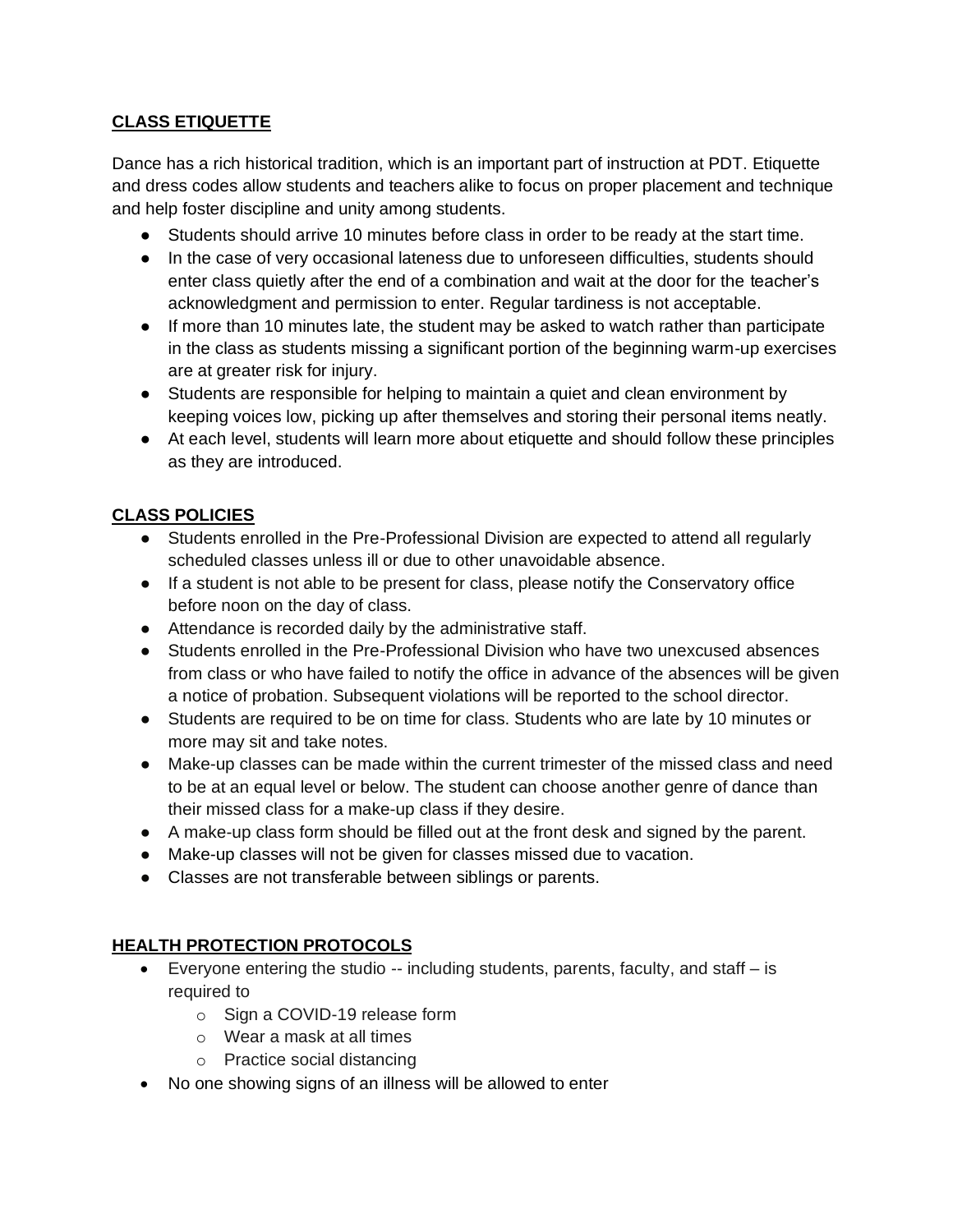## CLASS ETIQUETTE

Dance has a rich historical tradition, which is an important part of instruction at PDT. Etiquette and dress codes allow students and teachers alike to focus on proper placement and technique and help foster discipline and unity among students.

- Students should arrive 10 minutes before class in order to be ready at the start time.
- In the case of very occasional lateness due to unforeseen difficulties, students should enter class quietly after the end of a combination and wait at the door for the teacher's acknowledgment and permission to enter. Regular tardiness is not acceptable.
- If more than 10 minutes late, the student may be asked to watch rather than participate in the class as students missing a significant portion of the beginning warm-up exercises are at greater risk for injury.
- Students are responsible for helping to maintain a quiet and clean environment by keeping voices low, picking up after themselves and storing their personal items neatly.
- At each level, students will learn more about etiquette and should follow these principles as they are introduced.

## CLASS POLICIES

- Students enrolled in the Pre-Professional Division are expected to attend all regularly scheduled classes unless ill or due to other unavoidable absence.
- If a student is not able to be present for class, please notify the Conservatory office before noon on the day of class.
- Attendance is recorded daily by the administrative staff.
- Students enrolled in the Pre-Professional Division who have two unexcused absences from class or who have failed to notify the office in advance of the absences will be given a notice of probation. Subsequent violations will be reported to the school director.
- Students are required to be on time for class. Students who are late by 10 minutes or more may sit and take notes.
- Make-up classes can be made within the current trimester of the missed class and need to be at an equal level or below. The student can choose another genre of dance than their missed class for a make-up class if they desire.
- A make-up class form should be filled out at the front desk and signed by the parent.
- Make-up classes will not be given for classes missed due to vacation.
- Classes are not transferable between siblings or parents.

## HEALTH PROTECTION PROTOCOLS

- Everyone entering the studio -- including students, parents, faculty, and staff – is required to
  - Sign a COVID-19 release form
  - Wear a mask at all times
  - Practice social distancing
- No one showing signs of an illness will be allowed to enter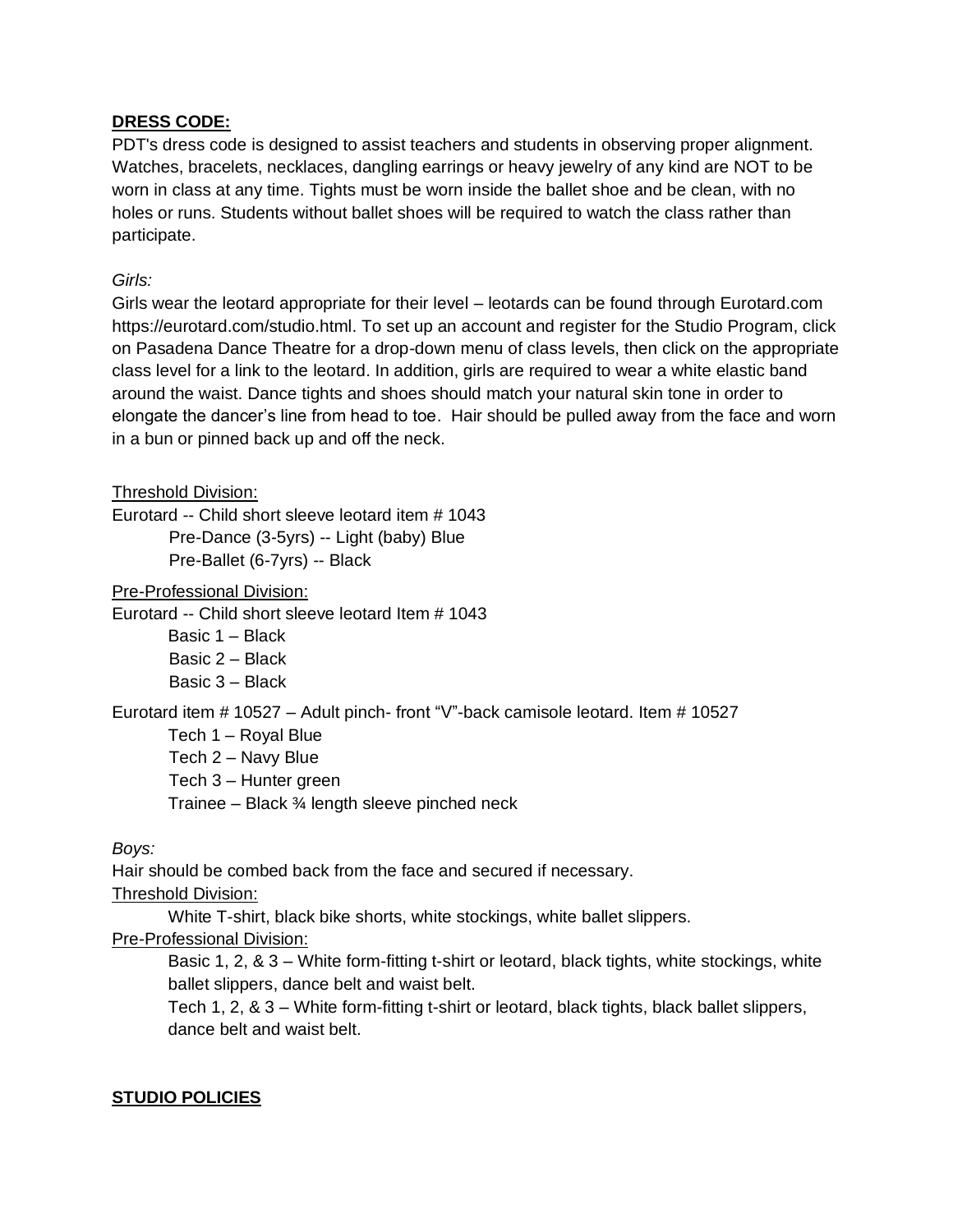**DRESS CODE:**

PDT's dress code is designed to assist teachers and students in observing proper alignment. Watches, bracelets, necklaces, dangling earrings or heavy jewelry of any kind are NOT to be worn in class at any time. Tights must be worn inside the ballet shoe and be clean, with no holes or runs. Students without ballet shoes will be required to watch the class rather than participate.

*Girls:*

Girls wear the leotard appropriate for their level – leotards can be found through Eurotard.com https://eurotard.com/studio.html. To set up an account and register for the Studio Program, click on Pasadena Dance Theatre for a drop-down menu of class levels, then click on the appropriate class level for a link to the leotard. In addition, girls are required to wear a white elastic band around the waist. Dance tights and shoes should match your natural skin tone in order to elongate the dancer's line from head to toe. Hair should be pulled away from the face and worn in a bun or pinned back up and off the neck.

Threshold Division:

Eurotard -- Child short sleeve leotard item # 1043

- Pre-Dance (3-5yrs) -- Light (baby) Blue
- Pre-Ballet (6-7yrs) -- Black

Pre-Professional Division:

Eurotard -- Child short sleeve leotard Item # 1043

- Basic 1 – Black
- Basic 2 – Black
- Basic 3 – Black

Eurotard item # 10527 – Adult pinch- front "V"-back camisole leotard. Item # 10527

- Tech 1 – Royal Blue
- Tech 2 – Navy Blue
- Tech 3 – Hunter green
- Trainee – Black ¾ length sleeve pinched neck

*Boys:*

Hair should be combed back from the face and secured if necessary.

Threshold Division:

White T-shirt, black bike shorts, white stockings, white ballet slippers.

Pre-Professional Division:

Basic 1, 2, & 3 – White form-fitting t-shirt or leotard, black tights, white stockings, white ballet slippers, dance belt and waist belt.

Tech 1, 2, & 3 – White form-fitting t-shirt or leotard, black tights, black ballet slippers, dance belt and waist belt.

**STUDIO POLICIES**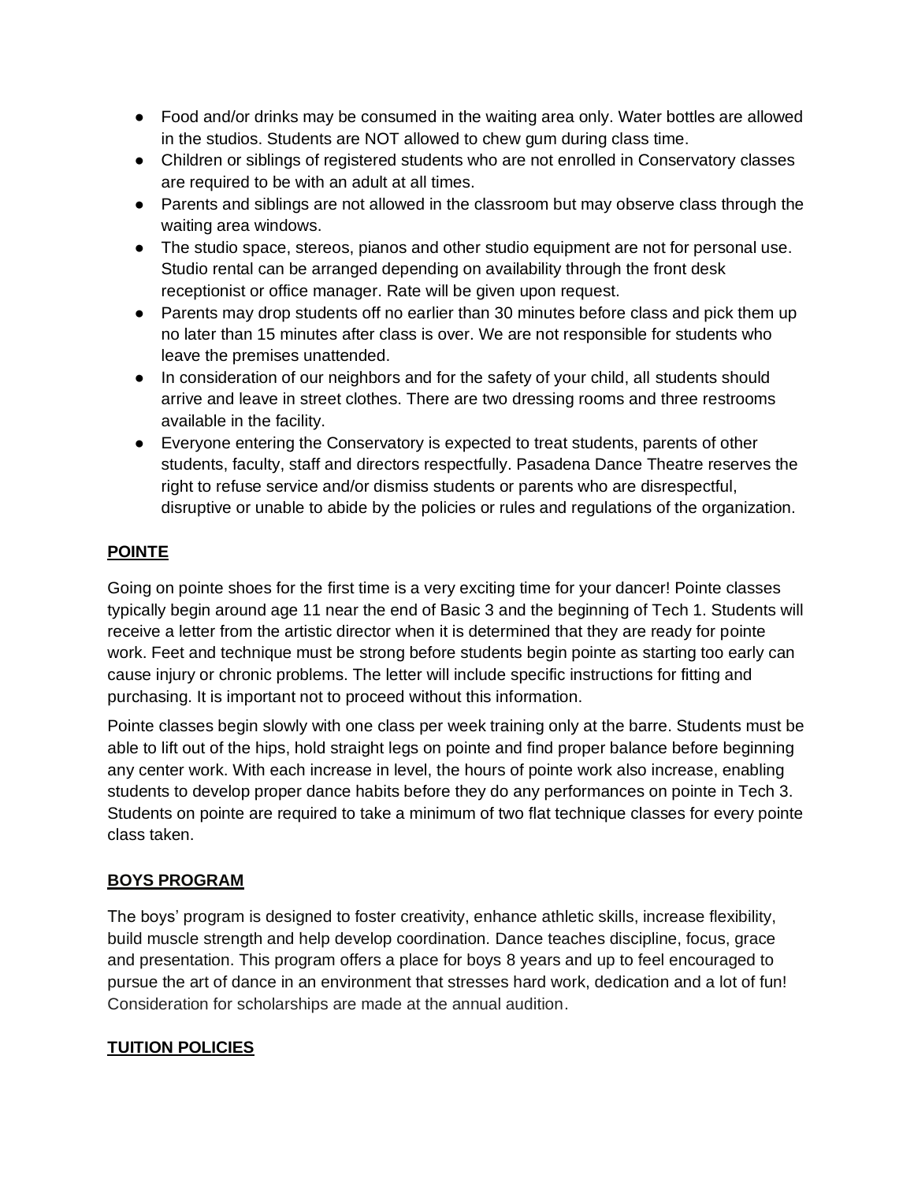- Food and/or drinks may be consumed in the waiting area only. Water bottles are allowed in the studios. Students are NOT allowed to chew gum during class time.
- Children or siblings of registered students who are not enrolled in Conservatory classes are required to be with an adult at all times.
- Parents and siblings are not allowed in the classroom but may observe class through the waiting area windows.
- The studio space, stereos, pianos and other studio equipment are not for personal use. Studio rental can be arranged depending on availability through the front desk receptionist or office manager. Rate will be given upon request.
- Parents may drop students off no earlier than 30 minutes before class and pick them up no later than 15 minutes after class is over. We are not responsible for students who leave the premises unattended.
- In consideration of our neighbors and for the safety of your child, all students should arrive and leave in street clothes. There are two dressing rooms and three restrooms available in the facility.
- Everyone entering the Conservatory is expected to treat students, parents of other students, faculty, staff and directors respectfully. Pasadena Dance Theatre reserves the right to refuse service and/or dismiss students or parents who are disrespectful, disruptive or unable to abide by the policies or rules and regulations of the organization.

## POINTE

Going on pointe shoes for the first time is a very exciting time for your dancer! Pointe classes typically begin around age 11 near the end of Basic 3 and the beginning of Tech 1. Students will receive a letter from the artistic director when it is determined that they are ready for pointe work. Feet and technique must be strong before students begin pointe as starting too early can cause injury or chronic problems. The letter will include specific instructions for fitting and purchasing. It is important not to proceed without this information.

Pointe classes begin slowly with one class per week training only at the barre. Students must be able to lift out of the hips, hold straight legs on pointe and find proper balance before beginning any center work. With each increase in level, the hours of pointe work also increase, enabling students to develop proper dance habits before they do any performances on pointe in Tech 3. Students on pointe are required to take a minimum of two flat technique classes for every pointe class taken.

## BOYS PROGRAM

The boys' program is designed to foster creativity, enhance athletic skills, increase flexibility, build muscle strength and help develop coordination. Dance teaches discipline, focus, grace and presentation. This program offers a place for boys 8 years and up to feel encouraged to pursue the art of dance in an environment that stresses hard work, dedication and a lot of fun! Consideration for scholarships are made at the annual audition.

## TUITION POLICIES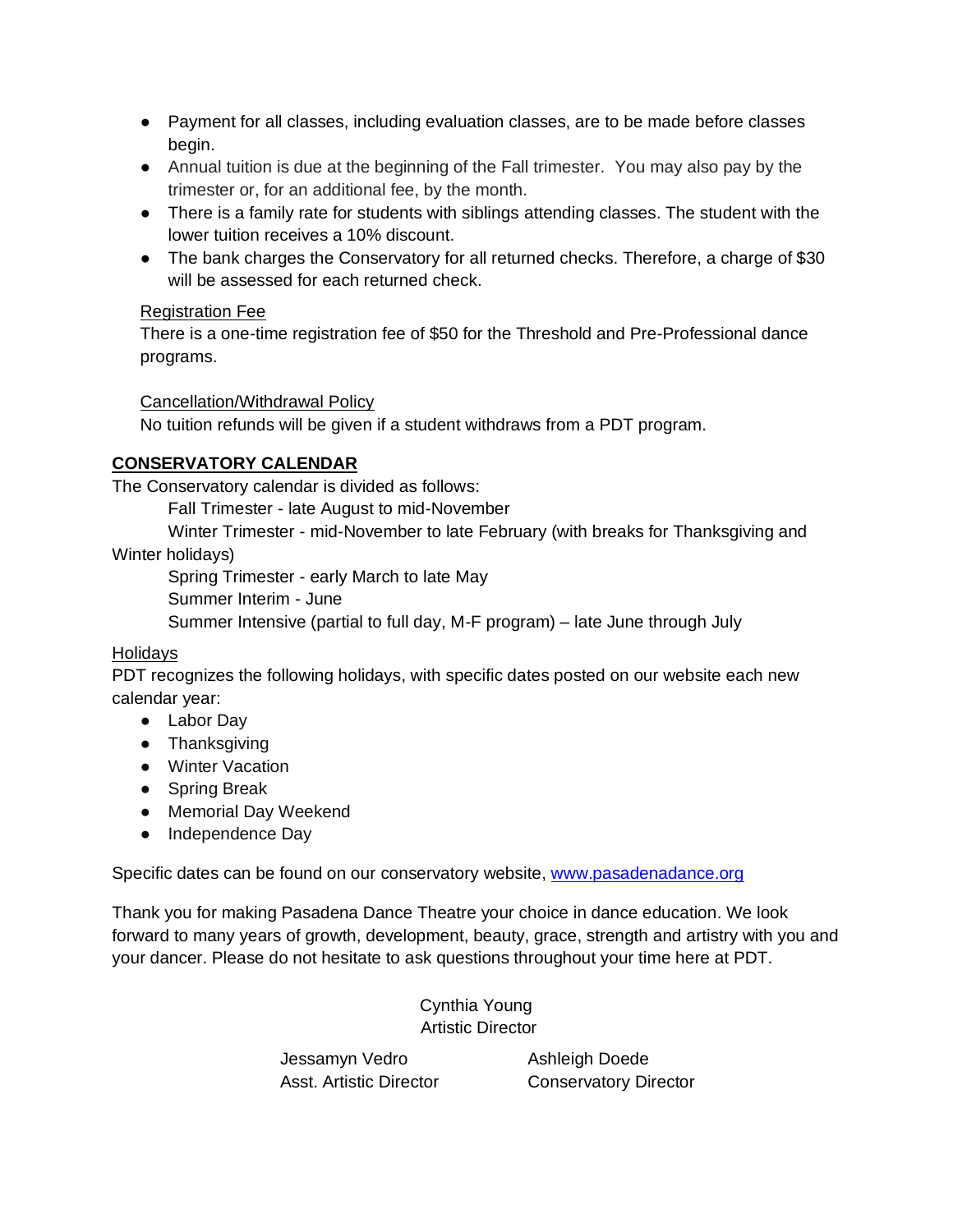- Payment for all classes, including evaluation classes, are to be made before classes begin.
- Annual tuition is due at the beginning of the Fall trimester. You may also pay by the trimester or, for an additional fee, by the month.
- There is a family rate for students with siblings attending classes. The student with the lower tuition receives a 10% discount.
- The bank charges the Conservatory for all returned checks. Therefore, a charge of $30 will be assessed for each returned check.

Registration Fee

There is a one-time registration fee of $50 for the Threshold and Pre-Professional dance programs.

Cancellation/Withdrawal Policy

No tuition refunds will be given if a student withdraws from a PDT program.

## CONSERVATORY CALENDAR

The Conservatory calendar is divided as follows:

Fall Trimester - late August to mid-November

Winter Trimester - mid-November to late February (with breaks for Thanksgiving and Winter holidays)

Spring Trimester - early March to late May

Summer Interim - June

Summer Intensive (partial to full day, M-F program) – late June through July

Holidays

PDT recognizes the following holidays, with specific dates posted on our website each new calendar year:

- Labor Day
- Thanksgiving
- Winter Vacation
- Spring Break
- Memorial Day Weekend
- Independence Day

Specific dates can be found on our conservatory website, [www.pasadenadance.org](http://www.pasadenadance.org)

Thank you for making Pasadena Dance Theatre your choice in dance education. We look forward to many years of growth, development, beauty, grace, strength and artistry with you and your dancer. Please do not hesitate to ask questions throughout your time here at PDT.

Cynthia Young
Artistic Director

Jessamyn Vedro
Asst. Artistic Director

Ashleigh Doede
Conservatory Director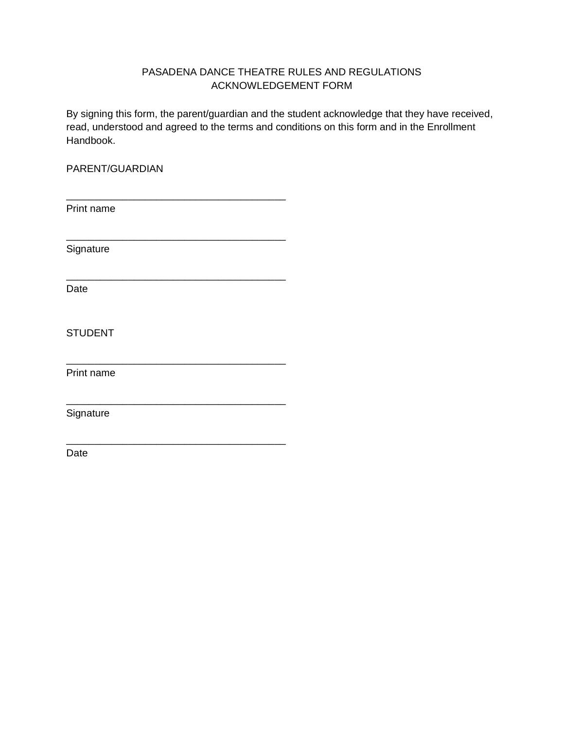# PASADENA DANCE THEATRE RULES AND REGULATIONS ACKNOWLEDGEMENT FORM

By signing this form, the parent/guardian and the student acknowledge that they have received, read, understood and agreed to the terms and conditions on this form and in the Enrollment Handbook.

PARENT/GUARDIAN

_______________________________________
Print name

_______________________________________
Signature

_______________________________________
Date

STUDENT

_______________________________________
Print name

_______________________________________
Signature

_______________________________________
Date